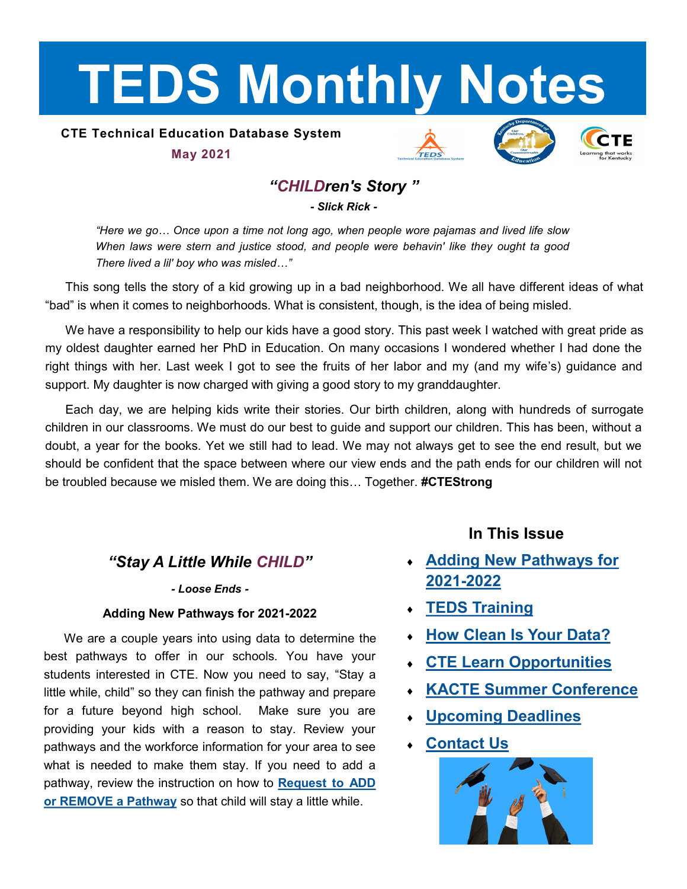# TEDS Monthly Notes

**CTE Technical Education Database System**

**May 2021**

## *"CHILDren's Story"*

***- Slick Rick -***

*"Here we go… Once upon a time not long ago, when people wore pajamas and lived life slow*
*When laws were stern and justice stood, and people were behavin' like they ought ta good*
*There lived a lil' boy who was misled…"*

This song tells the story of a kid growing up in a bad neighborhood. We all have different ideas of what "bad" is when it comes to neighborhoods. What is consistent, though, is the idea of being misled.

We have a responsibility to help our kids have a good story. This past week I watched with great pride as my oldest daughter earned her PhD in Education. On many occasions I wondered whether I had done the right things with her. Last week I got to see the fruits of her labor and my (and my wife's) guidance and support. My daughter is now charged with giving a good story to my granddaughter.

Each day, we are helping kids write their stories. Our birth children, along with hundreds of surrogate children in our classrooms. We must do our best to guide and support our children. This has been, without a doubt, a year for the books. Yet we still had to lead. We may not always get to see the end result, but we should be confident that the space between where our view ends and the path ends for our children will not be troubled because we misled them. We are doing this… Together. **#CTEStrong**

## *"Stay A Little While CHILD"*

***- Loose Ends -***

### Adding New Pathways for 2021-2022

We are a couple years into using data to determine the best pathways to offer in our schools. You have your students interested in CTE. Now you need to say, "Stay a little while, child" so they can finish the pathway and prepare for a future beyond high school. Make sure you are providing your kids with a reason to stay. Review your pathways and the workforce information for your area to see what is needed to make them stay. If you need to add a pathway, review the instruction on how to **Request to ADD or REMOVE a Pathway** so that child will stay a little while.

### In This Issue

- Adding New Pathways for 2021-2022
- TEDS Training
- How Clean Is Your Data?
- CTE Learn Opportunities
- KACTE Summer Conference
- Upcoming Deadlines
- Contact Us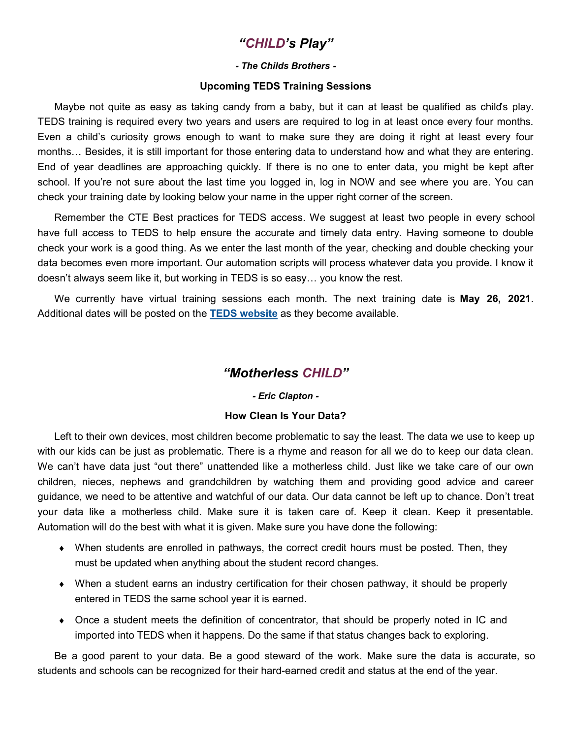## *"CHILD's Play"*

***- The Childs Brothers -***

**Upcoming TEDS Training Sessions**

Maybe not quite as easy as taking candy from a baby, but it can at least be qualified as child's play. TEDS training is required every two years and users are required to log in at least once every four months. Even a child's curiosity grows enough to want to make sure they are doing it right at least every four months… Besides, it is still important for those entering data to understand how and what they are entering. End of year deadlines are approaching quickly. If there is no one to enter data, you might be kept after school. If you're not sure about the last time you logged in, log in NOW and see where you are. You can check your training date by looking below your name in the upper right corner of the screen.

Remember the CTE Best practices for TEDS access. We suggest at least two people in every school have full access to TEDS to help ensure the accurate and timely data entry. Having someone to double check your work is a good thing. As we enter the last month of the year, checking and double checking your data becomes even more important. Our automation scripts will process whatever data you provide. I know it doesn't always seem like it, but working in TEDS is so easy… you know the rest.

We currently have virtual training sessions each month. The next training date is **May 26, 2021**. Additional dates will be posted on the **TEDS website** as they become available.

## *"Motherless CHILD"*

***- Eric Clapton -***

**How Clean Is Your Data?**

Left to their own devices, most children become problematic to say the least. The data we use to keep up with our kids can be just as problematic. There is a rhyme and reason for all we do to keep our data clean. We can't have data just "out there" unattended like a motherless child. Just like we take care of our own children, nieces, nephews and grandchildren by watching them and providing good advice and career guidance, we need to be attentive and watchful of our data. Our data cannot be left up to chance. Don't treat your data like a motherless child. Make sure it is taken care of. Keep it clean. Keep it presentable. Automation will do the best with what it is given. Make sure you have done the following:

- When students are enrolled in pathways, the correct credit hours must be posted. Then, they must be updated when anything about the student record changes.
- When a student earns an industry certification for their chosen pathway, it should be properly entered in TEDS the same school year it is earned.
- Once a student meets the definition of concentrator, that should be properly noted in IC and imported into TEDS when it happens. Do the same if that status changes back to exploring.

Be a good parent to your data. Be a good steward of the work. Make sure the data is accurate, so students and schools can be recognized for their hard-earned credit and status at the end of the year.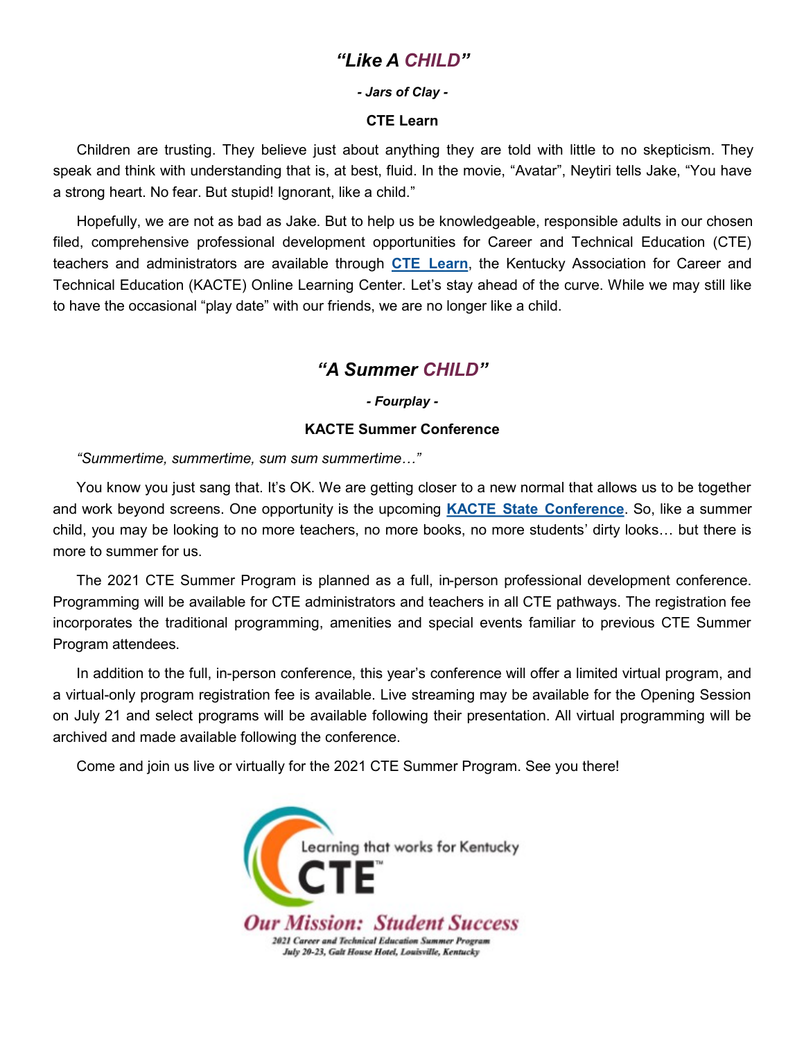## *"Like A CHILD"*

***- Jars of Clay -***

**CTE Learn**

Children are trusting. They believe just about anything they are told with little to no skepticism. They speak and think with understanding that is, at best, fluid. In the movie, "Avatar", Neytiri tells Jake, "You have a strong heart. No fear. But stupid! Ignorant, like a child."

Hopefully, we are not as bad as Jake. But to help us be knowledgeable, responsible adults in our chosen filed, comprehensive professional development opportunities for Career and Technical Education (CTE) teachers and administrators are available through **CTE Learn**, the Kentucky Association for Career and Technical Education (KACTE) Online Learning Center. Let's stay ahead of the curve. While we may still like to have the occasional "play date" with our friends, we are no longer like a child.

## *"A Summer CHILD"*

***- Fourplay -***

**KACTE Summer Conference**

*"Summertime, summertime, sum sum summertime…"*

You know you just sang that. It's OK. We are getting closer to a new normal that allows us to be together and work beyond screens. One opportunity is the upcoming **KACTE State Conference**. So, like a summer child, you may be looking to no more teachers, no more books, no more students' dirty looks… but there is more to summer for us.

The 2021 CTE Summer Program is planned as a full, in-person professional development conference. Programming will be available for CTE administrators and teachers in all CTE pathways. The registration fee incorporates the traditional programming, amenities and special events familiar to previous CTE Summer Program attendees.

In addition to the full, in-person conference, this year's conference will offer a limited virtual program, and a virtual-only program registration fee is available. Live streaming may be available for the Opening Session on July 21 and select programs will be available following their presentation. All virtual programming will be archived and made available following the conference.

Come and join us live or virtually for the 2021 CTE Summer Program. See you there!

Learning that works for Kentucky

CTE™

*Our Mission: Student Success*

*2021 Career and Technical Education Summer Program*

*July 20-23, Galt House Hotel, Louisville, Kentucky*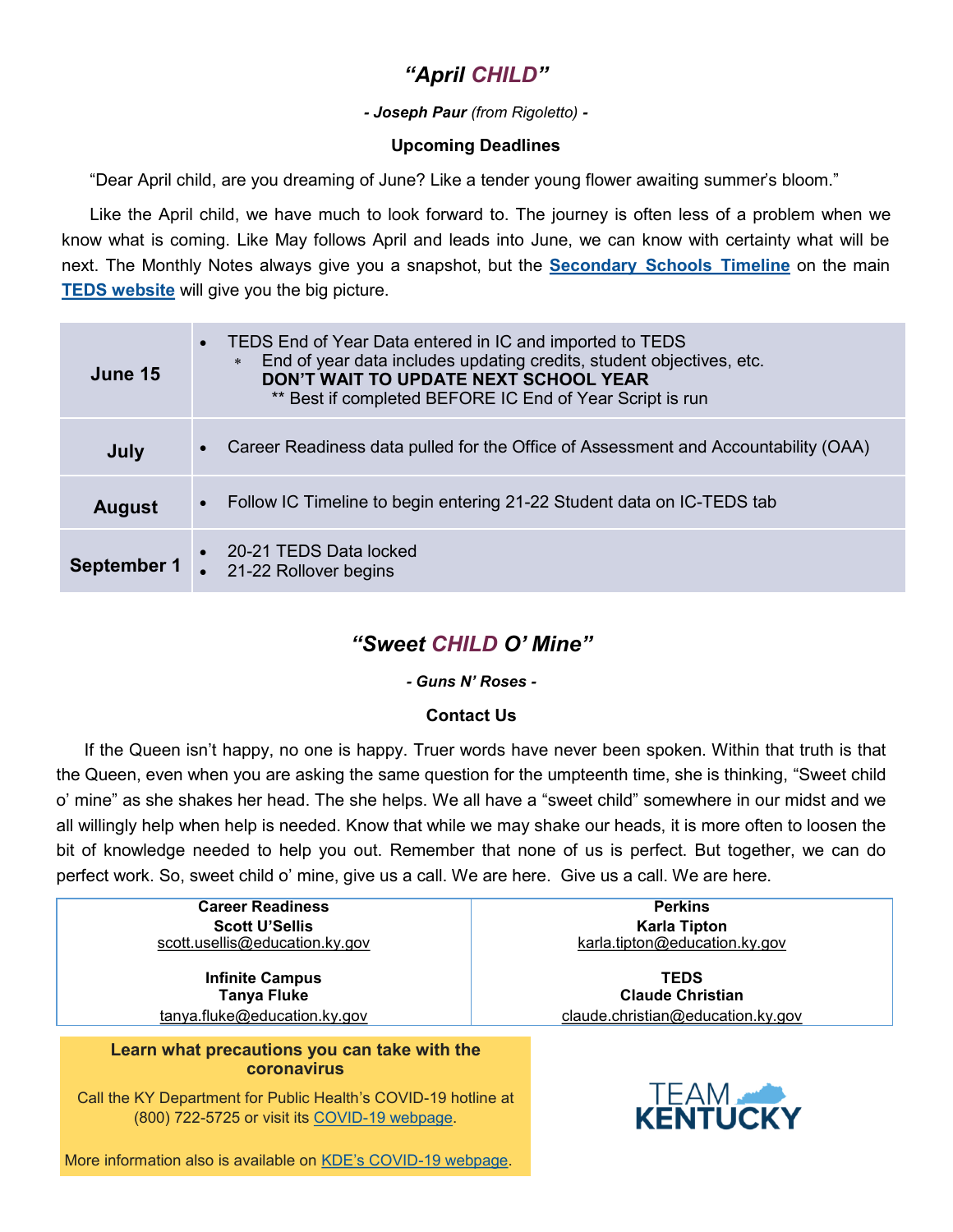## *"April CHILD"*

***- Joseph Paur** (from Rigoletto) -*

**Upcoming Deadlines**

"Dear April child, are you dreaming of June? Like a tender young flower awaiting summer's bloom."

Like the April child, we have much to look forward to. The journey is often less of a problem when we know what is coming. Like May follows April and leads into June, we can know with certainty what will be next. The Monthly Notes always give you a snapshot, but the **Secondary Schools Timeline** on the main **TEDS website** will give you the big picture.

| | |
|---|---|
| **June 15** | • TEDS End of Year Data entered in IC and imported to TEDS<br>∗ End of year data includes updating credits, student objectives, etc.<br>**DON'T WAIT TO UPDATE NEXT SCHOOL YEAR**<br>** Best if completed BEFORE IC End of Year Script is run |
| **July** | • Career Readiness data pulled for the Office of Assessment and Accountability (OAA) |
| **August** | • Follow IC Timeline to begin entering 21-22 Student data on IC-TEDS tab |
| **September 1** | • 20-21 TEDS Data locked<br>• 21-22 Rollover begins |

## *"Sweet CHILD O' Mine"*

***- Guns N' Roses -***

**Contact Us**

If the Queen isn't happy, no one is happy. Truer words have never been spoken. Within that truth is that the Queen, even when you are asking the same question for the umpteenth time, she is thinking, "Sweet child o' mine" as she shakes her head. The she helps. We all have a "sweet child" somewhere in our midst and we all willingly help when help is needed. Know that while we may shake our heads, it is more often to loosen the bit of knowledge needed to help you out. Remember that none of us is perfect. But together, we can do perfect work. So, sweet child o' mine, give us a call. We are here. Give us a call. We are here.

| | |
|---|---|
| **Career Readiness**<br>**Scott U'Sellis**<br>scott.usellis@education.ky.gov | **Perkins**<br>**Karla Tipton**<br>karla.tipton@education.ky.gov |
| **Infinite Campus**<br>**Tanya Fluke**<br>tanya.fluke@education.ky.gov | **TEDS**<br>**Claude Christian**<br>claude.christian@education.ky.gov |

**Learn what precautions you can take with the coronavirus**

Call the KY Department for Public Health's COVID-19 hotline at (800) 722-5725 or visit its COVID-19 webpage.

More information also is available on KDE's COVID-19 webpage.

TEAM KENTUCKY